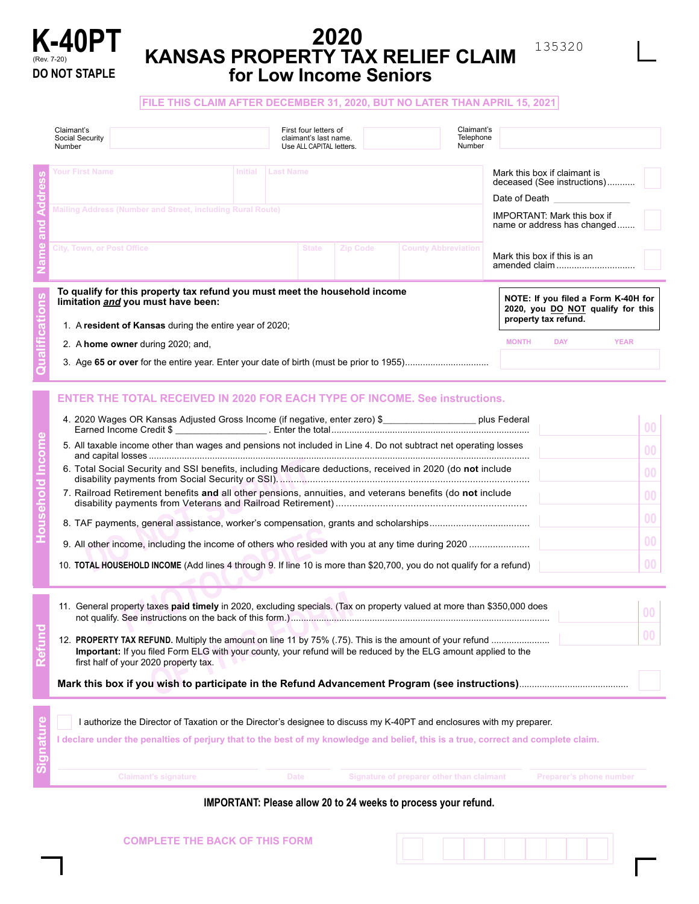# K-40PT

(Rev. 7-20)

**DO NOT STAPLE**

# 2020 KANSAS PROPERTY TAX RELIEF CLAIM for Low Income Seniors

135320

**FILE THIS CLAIM AFTER DECEMBER 31, 2020, BUT NO LATER THAN APRIL 15, 2021**

Claimant's Social Security Number | First four letters of claimant's last name. Use ALL CAPITAL letters. | Claimant's Telephone Number

## Name and Address

Your First Name | Initial | Last Name

Mailing Address (Number and Street, including Rural Route)

City, Town, or Post Office | State | Zip Code | County Abbreviation

Mark this box if claimant is deceased (See instructions)...........

Date of Death

IMPORTANT: Mark this box if name or address has changed.......

Mark this box if this is an amended claim...............................

## Qualifications

**To qualify for this property tax refund you must meet the household income limitation *and* you must have been:**

1. A **resident of Kansas** during the entire year of 2020;
2. A **home owner** during 2020; and,
3. Age **65 or over** for the entire year. Enter your date of birth (must be prior to 1955)................................ MONTH DAY YEAR

**NOTE: If you filed a Form K-40H for 2020, you DO NOT qualify for this property tax refund.**

## Household Income

**ENTER THE TOTAL RECEIVED IN 2020 FOR EACH TYPE OF INCOME. See instructions.**

4. 2020 Wages OR Kansas Adjusted Gross Income (if negative, enter zero) $__________________ plus Federal Earned Income Credit $ __________________. Enter the total........................................................................... 00
5. All taxable income other than wages and pensions not included in Line 4. Do not subtract net operating losses and capital losses.................................................................................................................................. 00
6. Total Social Security and SSI benefits, including Medicare deductions, received in 2020 (do **not** include disability payments from Social Security or SSI)........................................................................................ 00
7. Railroad Retirement benefits **and** all other pensions, annuities, and veterans benefits (do **not** include disability payments from Veterans and Railroad Retirement)...................................................................... 00
8. TAF payments, general assistance, worker's compensation, grants and scholarships..................................... 00
9. All other income, including the income of others who resided with you at any time during 2020...................... 00
10. **TOTAL HOUSEHOLD INCOME** (Add lines 4 through 9. If line 10 is more than $20,700, you do not qualify for a refund) 00

## Refund

11. General property taxes **paid timely** in 2020, excluding specials. (Tax on property valued at more than $350,000 does not qualify. See instructions on the back of this form.)................................................................................................ 00
12. **PROPERTY TAX REFUND.** Multiply the amount on line 11 by 75% (.75). This is the amount of your refund ...................... 00
**Important:** If you filed Form ELG with your county, your refund will be reduced by the ELG amount applied to the first half of your 2020 property tax.

**Mark this box if you wish to participate in the Refund Advancement Program (see instructions)**..........................................

## Signature

I authorize the Director of Taxation or the Director's designee to discuss my K-40PT and enclosures with my preparer.

**I declare under the penalties of perjury that to the best of my knowledge and belief, this is a true, correct and complete claim.**

Claimant's signature | Date | Signature of preparer other than claimant | Preparer's phone number

**IMPORTANT: Please allow 20 to 24 weeks to process your refund.**

**COMPLETE THE BACK OF THIS FORM**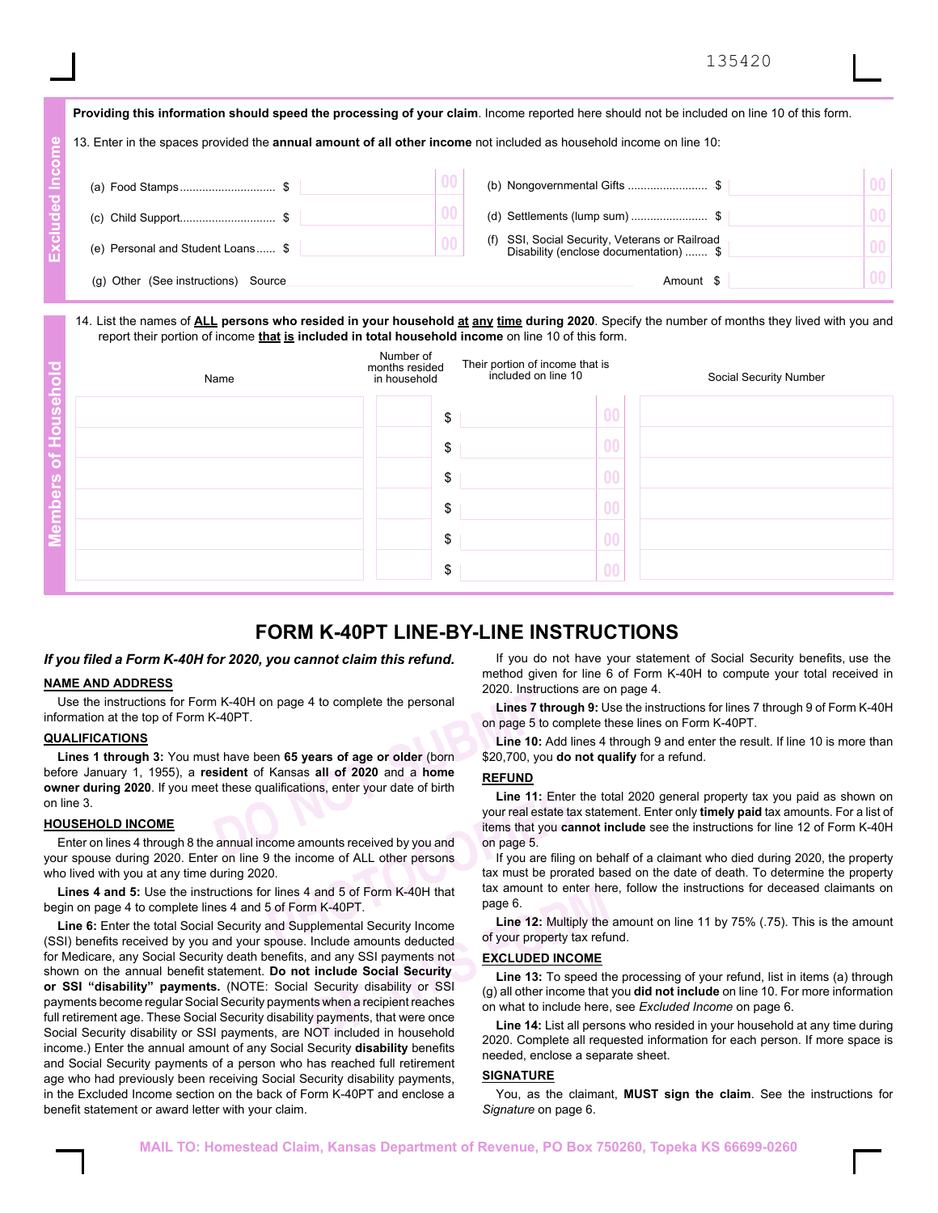135420

## Excluded Income

**Providing this information should speed the processing of your claim**. Income reported here should not be included on line 10 of this form.

13. Enter in the spaces provided the **annual amount of all other income** not included as household income on line 10:

| | | | |
|---|---|---|---|
| (a) Food Stamps | $ 00 | (b) Nongovernmental Gifts | $ 00 |
| (c) Child Support | $ 00 | (d) Settlements (lump sum) | $ 00 |
| (e) Personal and Student Loans | $ 00 | (f) SSI, Social Security, Veterans or Railroad Disability (enclose documentation) | $ 00 |
| (g) Other (See instructions) Source | | Amount | $ 00 |

## Members of Household

14. List the names of **ALL persons who resided in your household at any time during 2020**. Specify the number of months they lived with you and report their portion of income **that is included in total household income** on line 10 of this form.

| Name | Number of months resided in household | Their portion of income that is included on line 10 | Social Security Number |
|---|---|---|---|
| | | $ 00 | |
| | | $ 00 | |
| | | $ 00 | |
| | | $ 00 | |
| | | $ 00 | |
| | | $ 00 | |

# FORM K-40PT LINE-BY-LINE INSTRUCTIONS

***If you filed a Form K-40H for 2020, you cannot claim this refund.***

**NAME AND ADDRESS**

Use the instructions for Form K-40H on page 4 to complete the personal information at the top of Form K-40PT.

**QUALIFICATIONS**

**Lines 1 through 3:** You must have been **65 years of age or older** (born before January 1, 1955), a **resident** of Kansas **all of 2020** and a **home owner during 2020**. If you meet these qualifications, enter your date of birth on line 3.

**HOUSEHOLD INCOME**

Enter on lines 4 through 8 the annual income amounts received by you and your spouse during 2020. Enter on line 9 the income of ALL other persons who lived with you at any time during 2020.

**Lines 4 and 5:** Use the instructions for lines 4 and 5 of Form K-40H that begin on page 4 to complete lines 4 and 5 of Form K-40PT.

**Line 6:** Enter the total Social Security and Supplemental Security Income (SSI) benefits received by you and your spouse. Include amounts deducted for Medicare, any Social Security death benefits, and any SSI payments not shown on the annual benefit statement. **Do not include Social Security or SSI "disability" payments.** (NOTE: Social Security disability or SSI payments become regular Social Security payments when a recipient reaches full retirement age. These Social Security disability payments, that were once Social Security disability or SSI payments, are NOT included in household income.) Enter the annual amount of any Social Security **disability** benefits and Social Security payments of a person who has reached full retirement age who had previously been receiving Social Security disability payments, in the Excluded Income section on the back of Form K-40PT and enclose a benefit statement or award letter with your claim.

If you do not have your statement of Social Security benefits, use the method given for line 6 of Form K-40H to compute your total received in 2020. Instructions are on page 4.

**Lines 7 through 9:** Use the instructions for lines 7 through 9 of Form K-40H on page 5 to complete these lines on Form K-40PT.

**Line 10:** Add lines 4 through 9 and enter the result. If line 10 is more than $20,700, you **do not qualify** for a refund.

**REFUND**

**Line 11:** Enter the total 2020 general property tax you paid as shown on your real estate tax statement. Enter only **timely paid** tax amounts. For a list of items that you **cannot include** see the instructions for line 12 of Form K-40H on page 5.

If you are filing on behalf of a claimant who died during 2020, the property tax must be prorated based on the date of death. To determine the property tax amount to enter here, follow the instructions for deceased claimants on page 6.

**Line 12:** Multiply the amount on line 11 by 75% (.75). This is the amount of your property tax refund.

**EXCLUDED INCOME**

**Line 13:** To speed the processing of your refund, list in items (a) through (g) all other income that you **did not include** on line 10. For more information on what to include here, see *Excluded Income* on page 6.

**Line 14:** List all persons who resided in your household at any time during 2020. Complete all requested information for each person. If more space is needed, enclose a separate sheet.

**SIGNATURE**

You, as the claimant, **MUST sign the claim**. See the instructions for *Signature* on page 6.

**MAIL TO: Homestead Claim, Kansas Department of Revenue, PO Box 750260, Topeka KS 66699-0260**